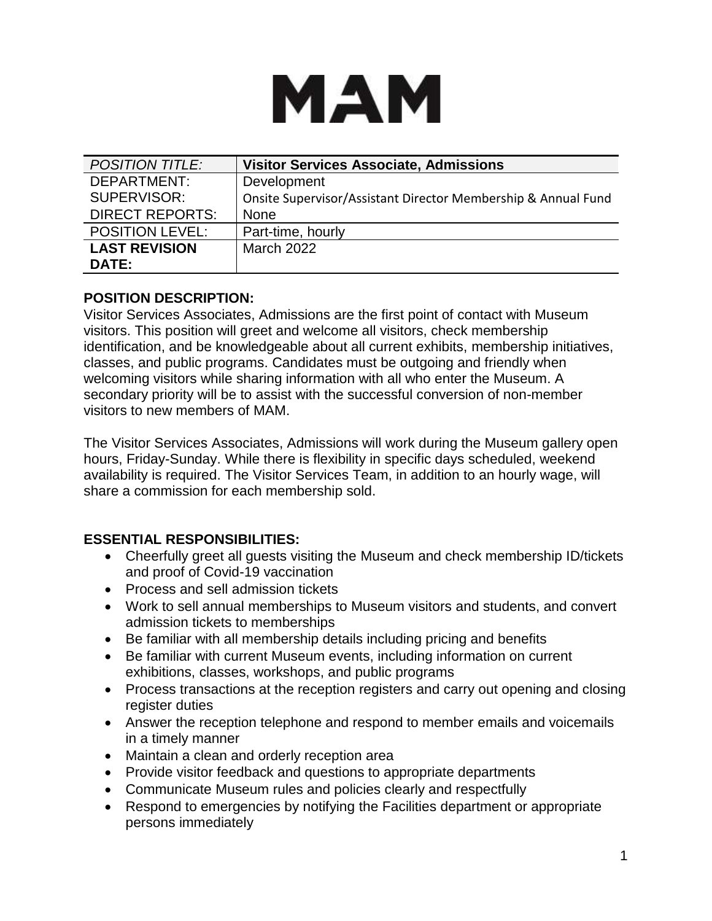# MAM

| POSITION TITLE: | **Visitor Services Associate, Admissions** |
|---|---|
| DEPARTMENT: | Development |
| SUPERVISOR: | Onsite Supervisor/Assistant Director Membership & Annual Fund |
| DIRECT REPORTS: | None |
| POSITION LEVEL: | Part-time, hourly |
| **LAST REVISION DATE:** | March 2022 |

**POSITION DESCRIPTION:**

Visitor Services Associates, Admissions are the first point of contact with Museum visitors. This position will greet and welcome all visitors, check membership identification, and be knowledgeable about all current exhibits, membership initiatives, classes, and public programs. Candidates must be outgoing and friendly when welcoming visitors while sharing information with all who enter the Museum. A secondary priority will be to assist with the successful conversion of non-member visitors to new members of MAM.

The Visitor Services Associates, Admissions will work during the Museum gallery open hours, Friday-Sunday. While there is flexibility in specific days scheduled, weekend availability is required. The Visitor Services Team, in addition to an hourly wage, will share a commission for each membership sold.

**ESSENTIAL RESPONSIBILITIES:**

- Cheerfully greet all guests visiting the Museum and check membership ID/tickets and proof of Covid-19 vaccination
- Process and sell admission tickets
- Work to sell annual memberships to Museum visitors and students, and convert admission tickets to memberships
- Be familiar with all membership details including pricing and benefits
- Be familiar with current Museum events, including information on current exhibitions, classes, workshops, and public programs
- Process transactions at the reception registers and carry out opening and closing register duties
- Answer the reception telephone and respond to member emails and voicemails in a timely manner
- Maintain a clean and orderly reception area
- Provide visitor feedback and questions to appropriate departments
- Communicate Museum rules and policies clearly and respectfully
- Respond to emergencies by notifying the Facilities department or appropriate persons immediately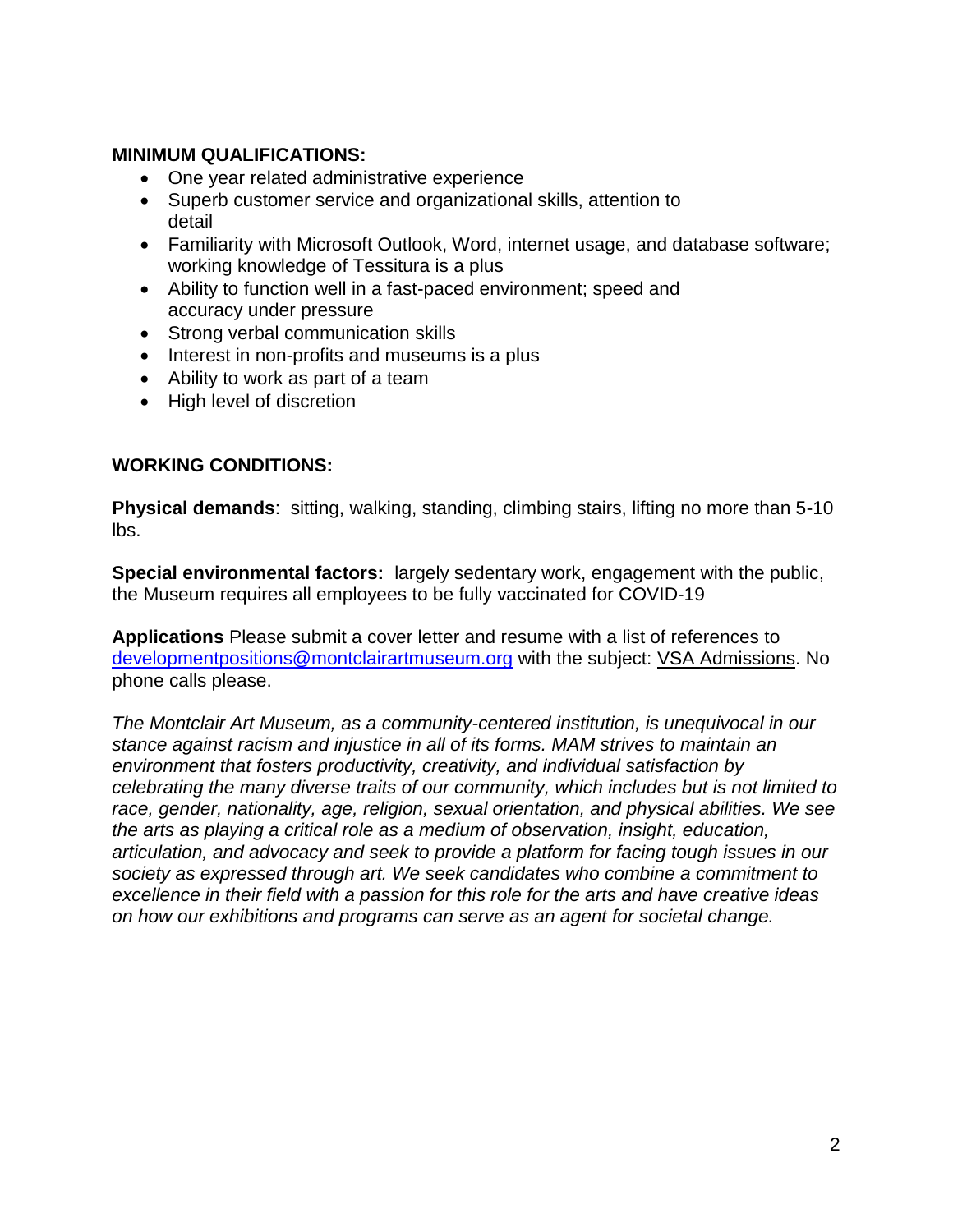**MINIMUM QUALIFICATIONS:**

- One year related administrative experience
- Superb customer service and organizational skills, attention to detail
- Familiarity with Microsoft Outlook, Word, internet usage, and database software; working knowledge of Tessitura is a plus
- Ability to function well in a fast-paced environment; speed and accuracy under pressure
- Strong verbal communication skills
- Interest in non-profits and museums is a plus
- Ability to work as part of a team
- High level of discretion

**WORKING CONDITIONS:**

**Physical demands**: sitting, walking, standing, climbing stairs, lifting no more than 5-10 lbs.

**Special environmental factors:** largely sedentary work, engagement with the public, the Museum requires all employees to be fully vaccinated for COVID-19

**Applications** Please submit a cover letter and resume with a list of references to developmentpositions@montclairartmuseum.org with the subject: VSA Admissions. No phone calls please.

*The Montclair Art Museum, as a community-centered institution, is unequivocal in our stance against racism and injustice in all of its forms. MAM strives to maintain an environment that fosters productivity, creativity, and individual satisfaction by celebrating the many diverse traits of our community, which includes but is not limited to race, gender, nationality, age, religion, sexual orientation, and physical abilities. We see the arts as playing a critical role as a medium of observation, insight, education, articulation, and advocacy and seek to provide a platform for facing tough issues in our society as expressed through art. We seek candidates who combine a commitment to excellence in their field with a passion for this role for the arts and have creative ideas on how our exhibitions and programs can serve as an agent for societal change.*